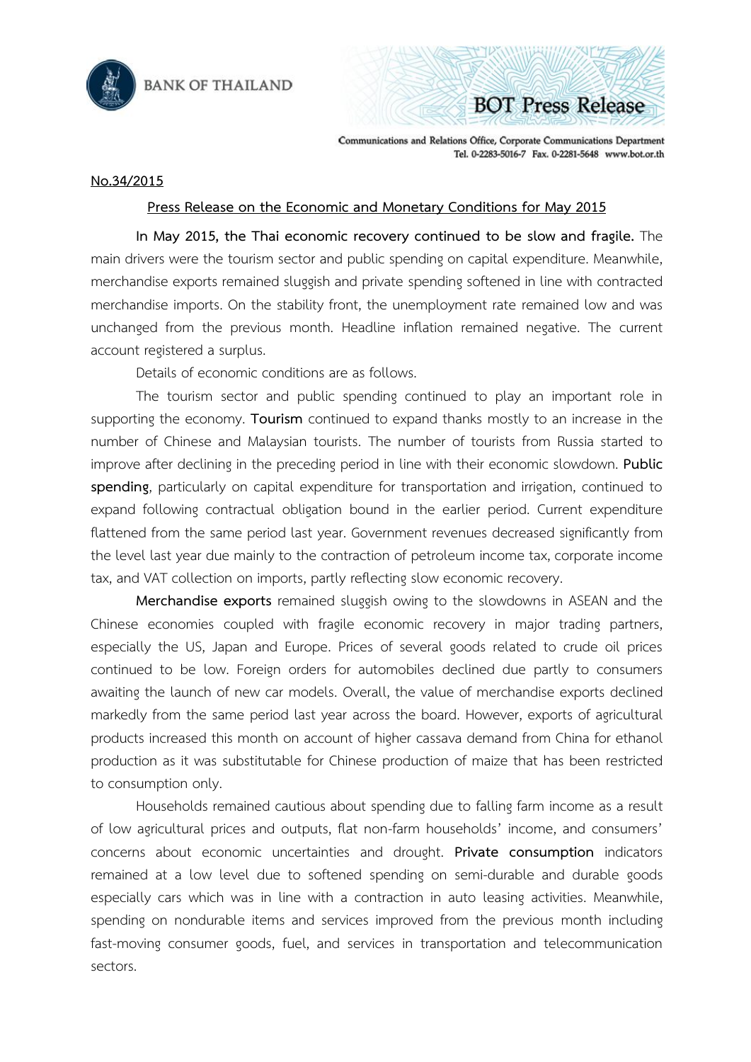BANK OF THAILAND

BOT Press Release

Communications and Relations Office, Corporate Communications Department
Tel. 0-2283-5016-7 Fax. 0-2281-5648 www.bot.or.th

No.34/2015

## Press Release on the Economic and Monetary Conditions for May 2015

**In May 2015, the Thai economic recovery continued to be slow and fragile.** The main drivers were the tourism sector and public spending on capital expenditure. Meanwhile, merchandise exports remained sluggish and private spending softened in line with contracted merchandise imports. On the stability front, the unemployment rate remained low and was unchanged from the previous month. Headline inflation remained negative. The current account registered a surplus.

Details of economic conditions are as follows.

The tourism sector and public spending continued to play an important role in supporting the economy. **Tourism** continued to expand thanks mostly to an increase in the number of Chinese and Malaysian tourists. The number of tourists from Russia started to improve after declining in the preceding period in line with their economic slowdown. **Public spending**, particularly on capital expenditure for transportation and irrigation, continued to expand following contractual obligation bound in the earlier period. Current expenditure flattened from the same period last year. Government revenues decreased significantly from the level last year due mainly to the contraction of petroleum income tax, corporate income tax, and VAT collection on imports, partly reflecting slow economic recovery.

**Merchandise exports** remained sluggish owing to the slowdowns in ASEAN and the Chinese economies coupled with fragile economic recovery in major trading partners, especially the US, Japan and Europe. Prices of several goods related to crude oil prices continued to be low. Foreign orders for automobiles declined due partly to consumers awaiting the launch of new car models. Overall, the value of merchandise exports declined markedly from the same period last year across the board. However, exports of agricultural products increased this month on account of higher cassava demand from China for ethanol production as it was substitutable for Chinese production of maize that has been restricted to consumption only.

Households remained cautious about spending due to falling farm income as a result of low agricultural prices and outputs, flat non-farm households' income, and consumers' concerns about economic uncertainties and drought. **Private consumption** indicators remained at a low level due to softened spending on semi-durable and durable goods especially cars which was in line with a contraction in auto leasing activities. Meanwhile, spending on nondurable items and services improved from the previous month including fast-moving consumer goods, fuel, and services in transportation and telecommunication sectors.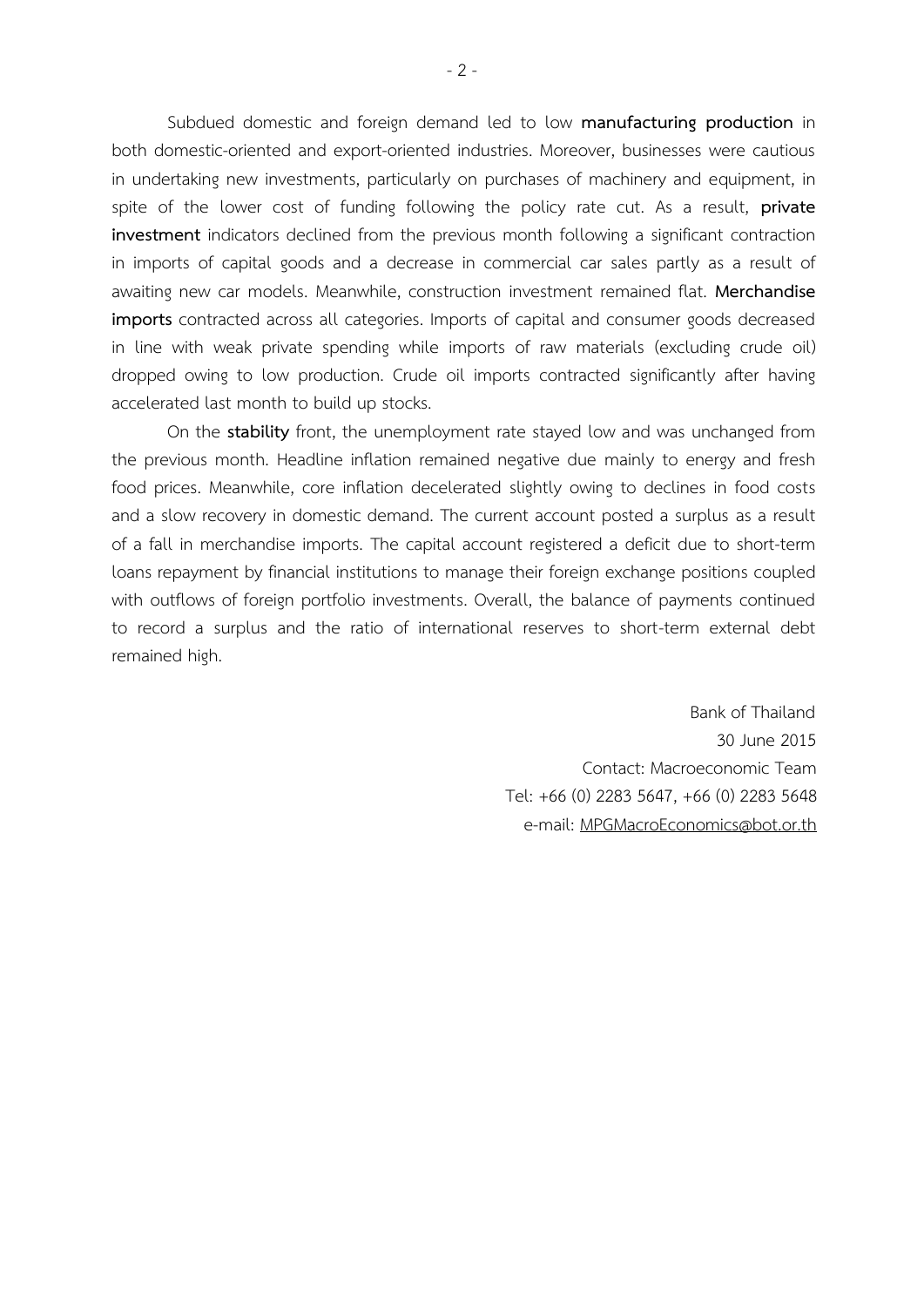Subdued domestic and foreign demand led to low **manufacturing production** in both domestic-oriented and export-oriented industries. Moreover, businesses were cautious in undertaking new investments, particularly on purchases of machinery and equipment, in spite of the lower cost of funding following the policy rate cut. As a result, **private investment** indicators declined from the previous month following a significant contraction in imports of capital goods and a decrease in commercial car sales partly as a result of awaiting new car models. Meanwhile, construction investment remained flat. **Merchandise imports** contracted across all categories. Imports of capital and consumer goods decreased in line with weak private spending while imports of raw materials (excluding crude oil) dropped owing to low production. Crude oil imports contracted significantly after having accelerated last month to build up stocks.

On the **stability** front, the unemployment rate stayed low and was unchanged from the previous month. Headline inflation remained negative due mainly to energy and fresh food prices. Meanwhile, core inflation decelerated slightly owing to declines in food costs and a slow recovery in domestic demand. The current account posted a surplus as a result of a fall in merchandise imports. The capital account registered a deficit due to short-term loans repayment by financial institutions to manage their foreign exchange positions coupled with outflows of foreign portfolio investments. Overall, the balance of payments continued to record a surplus and the ratio of international reserves to short-term external debt remained high.

Bank of Thailand
30 June 2015
Contact: Macroeconomic Team
Tel: +66 (0) 2283 5647, +66 (0) 2283 5648
e-mail: MPGMacroEconomics@bot.or.th